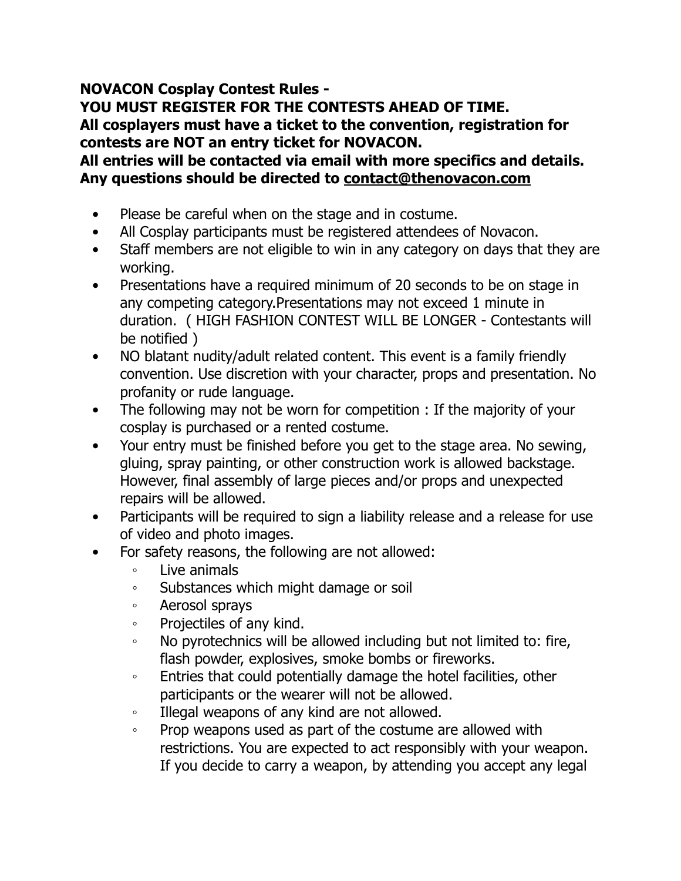**NOVACON Cosplay Contest Rules -**
**YOU MUST REGISTER FOR THE CONTESTS AHEAD OF TIME.**
**All cosplayers must have a ticket to the convention, registration for contests are NOT an entry ticket for NOVACON.**
**All entries will be contacted via email with more specifics and details.**
**Any questions should be directed to contact@thenovacon.com**

- Please be careful when on the stage and in costume.
- All Cosplay participants must be registered attendees of Novacon.
- Staff members are not eligible to win in any category on days that they are working.
- Presentations have a required minimum of 20 seconds to be on stage in any competing category.Presentations may not exceed 1 minute in duration. ( HIGH FASHION CONTEST WILL BE LONGER - Contestants will be notified )
- NO blatant nudity/adult related content. This event is a family friendly convention. Use discretion with your character, props and presentation. No profanity or rude language.
- The following may not be worn for competition : If the majority of your cosplay is purchased or a rented costume.
- Your entry must be finished before you get to the stage area. No sewing, gluing, spray painting, or other construction work is allowed backstage. However, final assembly of large pieces and/or props and unexpected repairs will be allowed.
- Participants will be required to sign a liability release and a release for use of video and photo images.
- For safety reasons, the following are not allowed:
  - Live animals
  - Substances which might damage or soil
  - Aerosol sprays
  - Projectiles of any kind.
  - No pyrotechnics will be allowed including but not limited to: fire, flash powder, explosives, smoke bombs or fireworks.
  - Entries that could potentially damage the hotel facilities, other participants or the wearer will not be allowed.
  - Illegal weapons of any kind are not allowed.
  - Prop weapons used as part of the costume are allowed with restrictions. You are expected to act responsibly with your weapon. If you decide to carry a weapon, by attending you accept any legal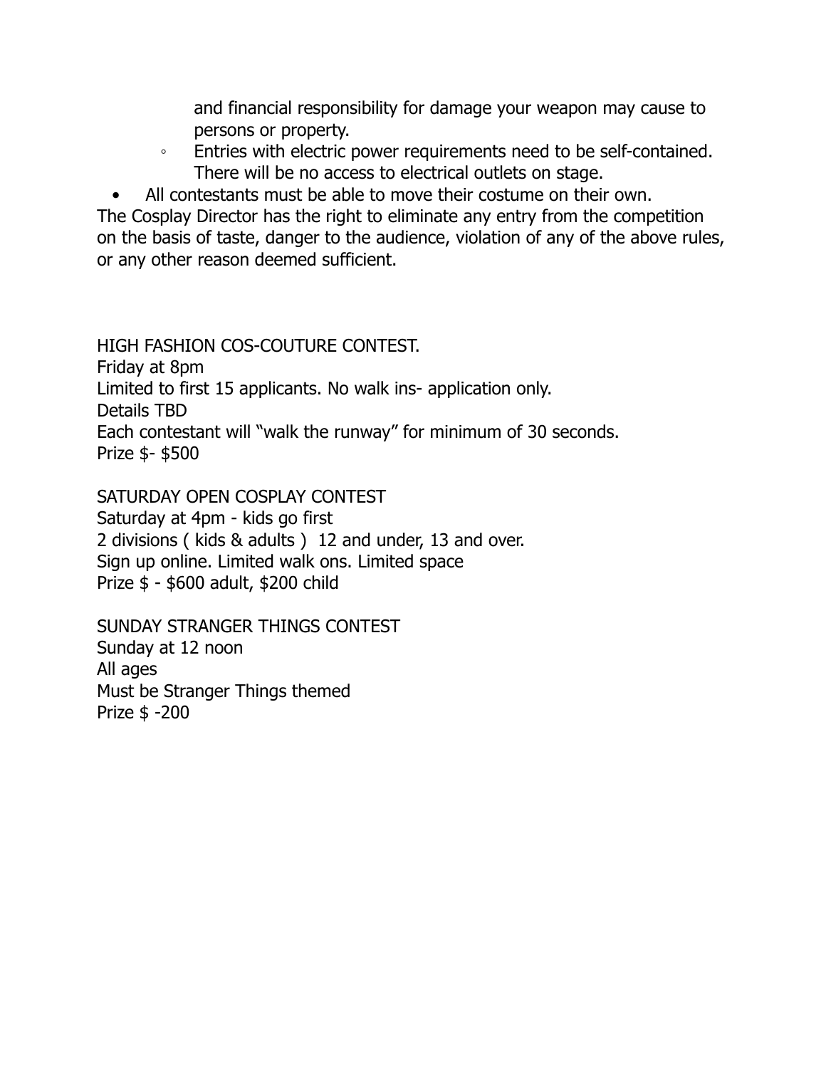and financial responsibility for damage your weapon may cause to persons or property.

- Entries with electric power requirements need to be self-contained. There will be no access to electrical outlets on stage.

- All contestants must be able to move their costume on their own.

The Cosplay Director has the right to eliminate any entry from the competition on the basis of taste, danger to the audience, violation of any of the above rules, or any other reason deemed sufficient.

HIGH FASHION COS-COUTURE CONTEST.
Friday at 8pm
Limited to first 15 applicants. No walk ins- application only.
Details TBD
Each contestant will "walk the runway" for minimum of 30 seconds.
Prize $- $500

SATURDAY OPEN COSPLAY CONTEST
Saturday at 4pm - kids go first
2 divisions ( kids & adults ) 12 and under, 13 and over.
Sign up online. Limited walk ons. Limited space
Prize $ - $600 adult, $200 child

SUNDAY STRANGER THINGS CONTEST
Sunday at 12 noon
All ages
Must be Stranger Things themed
Prize $ -200